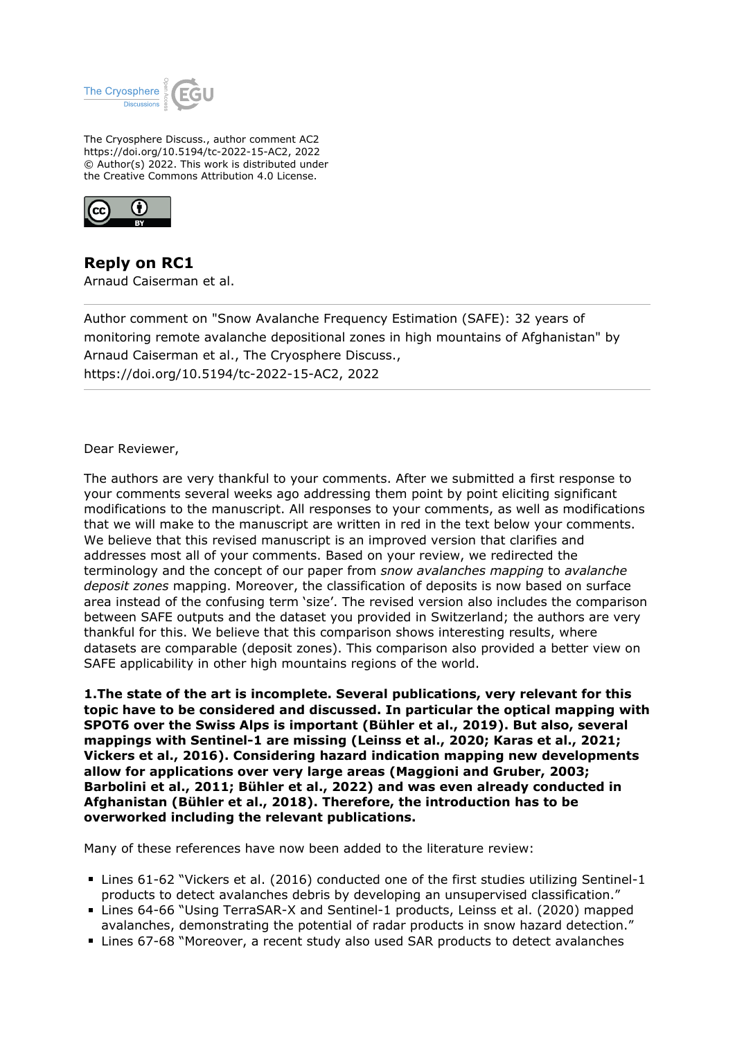The Cryosphere Discuss., author comment AC2
https://doi.org/10.5194/tc-2022-15-AC2, 2022
© Author(s) 2022. This work is distributed under
the Creative Commons Attribution 4.0 License.

## Reply on RC1

Arnaud Caiserman et al.

---

Author comment on "Snow Avalanche Frequency Estimation (SAFE): 32 years of monitoring remote avalanche depositional zones in high mountains of Afghanistan" by Arnaud Caiserman et al., The Cryosphere Discuss., https://doi.org/10.5194/tc-2022-15-AC2, 2022

---

Dear Reviewer,

The authors are very thankful to your comments. After we submitted a first response to your comments several weeks ago addressing them point by point eliciting significant modifications to the manuscript. All responses to your comments, as well as modifications that we will make to the manuscript are written in red in the text below your comments. We believe that this revised manuscript is an improved version that clarifies and addresses most all of your comments. Based on your review, we redirected the terminology and the concept of our paper from *snow avalanches mapping* to *avalanche deposit zones* mapping. Moreover, the classification of deposits is now based on surface area instead of the confusing term 'size'. The revised version also includes the comparison between SAFE outputs and the dataset you provided in Switzerland; the authors are very thankful for this. We believe that this comparison shows interesting results, where datasets are comparable (deposit zones). This comparison also provided a better view on SAFE applicability in other high mountains regions of the world.

**1.The state of the art is incomplete. Several publications, very relevant for this topic have to be considered and discussed. In particular the optical mapping with SPOT6 over the Swiss Alps is important (Bühler et al., 2019). But also, several mappings with Sentinel-1 are missing (Leinss et al., 2020; Karas et al., 2021; Vickers et al., 2016). Considering hazard indication mapping new developments allow for applications over very large areas (Maggioni and Gruber, 2003; Barbolini et al., 2011; Bühler et al., 2022) and was even already conducted in Afghanistan (Bühler et al., 2018). Therefore, the introduction has to be overworked including the relevant publications.**

Many of these references have now been added to the literature review:

- Lines 61-62 "Vickers et al. (2016) conducted one of the first studies utilizing Sentinel-1 products to detect avalanches debris by developing an unsupervised classification."
- Lines 64-66 "Using TerraSAR-X and Sentinel-1 products, Leinss et al. (2020) mapped avalanches, demonstrating the potential of radar products in snow hazard detection."
- Lines 67-68 "Moreover, a recent study also used SAR products to detect avalanches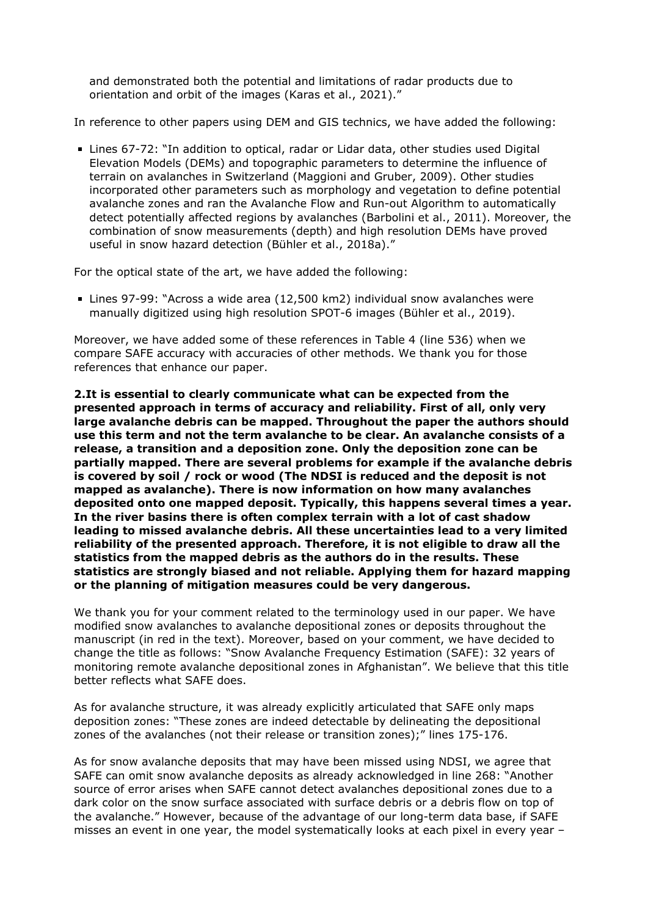and demonstrated both the potential and limitations of radar products due to orientation and orbit of the images (Karas et al., 2021)."

In reference to other papers using DEM and GIS technics, we have added the following:

- Lines 67-72: "In addition to optical, radar or Lidar data, other studies used Digital Elevation Models (DEMs) and topographic parameters to determine the influence of terrain on avalanches in Switzerland (Maggioni and Gruber, 2009). Other studies incorporated other parameters such as morphology and vegetation to define potential avalanche zones and ran the Avalanche Flow and Run-out Algorithm to automatically detect potentially affected regions by avalanches (Barbolini et al., 2011). Moreover, the combination of snow measurements (depth) and high resolution DEMs have proved useful in snow hazard detection (Bühler et al., 2018a)."

For the optical state of the art, we have added the following:

- Lines 97-99: "Across a wide area (12,500 km2) individual snow avalanches were manually digitized using high resolution SPOT-6 images (Bühler et al., 2019).

Moreover, we have added some of these references in Table 4 (line 536) when we compare SAFE accuracy with accuracies of other methods. We thank you for those references that enhance our paper.

**2.It is essential to clearly communicate what can be expected from the presented approach in terms of accuracy and reliability. First of all, only very large avalanche debris can be mapped. Throughout the paper the authors should use this term and not the term avalanche to be clear. An avalanche consists of a release, a transition and a deposition zone. Only the deposition zone can be partially mapped. There are several problems for example if the avalanche debris is covered by soil / rock or wood (The NDSI is reduced and the deposit is not mapped as avalanche). There is now information on how many avalanches deposited onto one mapped deposit. Typically, this happens several times a year. In the river basins there is often complex terrain with a lot of cast shadow leading to missed avalanche debris. All these uncertainties lead to a very limited reliability of the presented approach. Therefore, it is not eligible to draw all the statistics from the mapped debris as the authors do in the results. These statistics are strongly biased and not reliable. Applying them for hazard mapping or the planning of mitigation measures could be very dangerous.**

We thank you for your comment related to the terminology used in our paper. We have modified snow avalanches to avalanche depositional zones or deposits throughout the manuscript (in red in the text). Moreover, based on your comment, we have decided to change the title as follows: "Snow Avalanche Frequency Estimation (SAFE): 32 years of monitoring remote avalanche depositional zones in Afghanistan". We believe that this title better reflects what SAFE does.

As for avalanche structure, it was already explicitly articulated that SAFE only maps deposition zones: "These zones are indeed detectable by delineating the depositional zones of the avalanches (not their release or transition zones);" lines 175-176.

As for snow avalanche deposits that may have been missed using NDSI, we agree that SAFE can omit snow avalanche deposits as already acknowledged in line 268: "Another source of error arises when SAFE cannot detect avalanches depositional zones due to a dark color on the snow surface associated with surface debris or a debris flow on top of the avalanche." However, because of the advantage of our long-term data base, if SAFE misses an event in one year, the model systematically looks at each pixel in every year –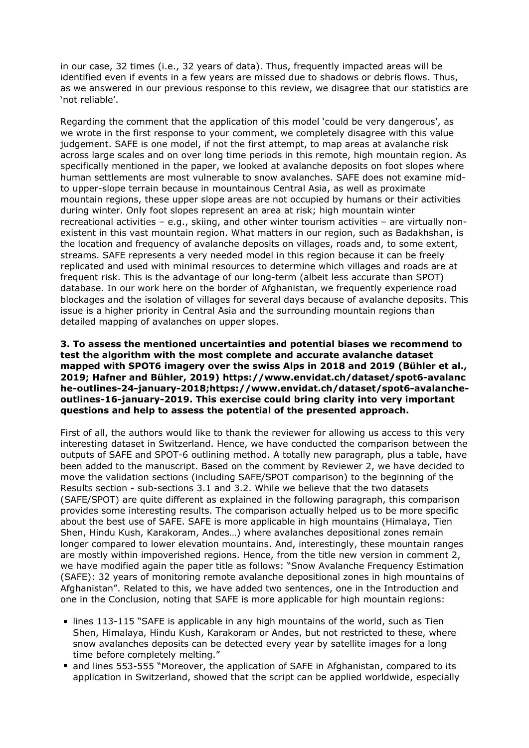in our case, 32 times (i.e., 32 years of data). Thus, frequently impacted areas will be identified even if events in a few years are missed due to shadows or debris flows. Thus, as we answered in our previous response to this review, we disagree that our statistics are 'not reliable'.

Regarding the comment that the application of this model 'could be very dangerous', as we wrote in the first response to your comment, we completely disagree with this value judgement. SAFE is one model, if not the first attempt, to map areas at avalanche risk across large scales and on over long time periods in this remote, high mountain region. As specifically mentioned in the paper, we looked at avalanche deposits on foot slopes where human settlements are most vulnerable to snow avalanches. SAFE does not examine mid- to upper-slope terrain because in mountainous Central Asia, as well as proximate mountain regions, these upper slope areas are not occupied by humans or their activities during winter. Only foot slopes represent an area at risk; high mountain winter recreational activities – e.g., skiing, and other winter tourism activities – are virtually non-existent in this vast mountain region. What matters in our region, such as Badakhshan, is the location and frequency of avalanche deposits on villages, roads and, to some extent, streams. SAFE represents a very needed model in this region because it can be freely replicated and used with minimal resources to determine which villages and roads are at frequent risk. This is the advantage of our long-term (albeit less accurate than SPOT) database. In our work here on the border of Afghanistan, we frequently experience road blockages and the isolation of villages for several days because of avalanche deposits. This issue is a higher priority in Central Asia and the surrounding mountain regions than detailed mapping of avalanches on upper slopes.

**3. To assess the mentioned uncertainties and potential biases we recommend to test the algorithm with the most complete and accurate avalanche dataset mapped with SPOT6 imagery over the swiss Alps in 2018 and 2019 (Bühler et al., 2019; Hafner and Bühler, 2019) https://www.envidat.ch/dataset/spot6-avalanche-outlines-24-january-2018;https://www.envidat.ch/dataset/spot6-avalanche-outlines-16-january-2019. This exercise could bring clarity into very important questions and help to assess the potential of the presented approach.**

First of all, the authors would like to thank the reviewer for allowing us access to this very interesting dataset in Switzerland. Hence, we have conducted the comparison between the outputs of SAFE and SPOT-6 outlining method. A totally new paragraph, plus a table, have been added to the manuscript. Based on the comment by Reviewer 2, we have decided to move the validation sections (including SAFE/SPOT comparison) to the beginning of the Results section - sub-sections 3.1 and 3.2. While we believe that the two datasets (SAFE/SPOT) are quite different as explained in the following paragraph, this comparison provides some interesting results. The comparison actually helped us to be more specific about the best use of SAFE. SAFE is more applicable in high mountains (Himalaya, Tien Shen, Hindu Kush, Karakoram, Andes…) where avalanches depositional zones remain longer compared to lower elevation mountains. And, interestingly, these mountain ranges are mostly within impoverished regions. Hence, from the title new version in comment 2, we have modified again the paper title as follows: "Snow Avalanche Frequency Estimation (SAFE): 32 years of monitoring remote avalanche depositional zones in high mountains of Afghanistan". Related to this, we have added two sentences, one in the Introduction and one in the Conclusion, noting that SAFE is more applicable for high mountain regions:

- lines 113-115 "SAFE is applicable in any high mountains of the world, such as Tien Shen, Himalaya, Hindu Kush, Karakoram or Andes, but not restricted to these, where snow avalanches deposits can be detected every year by satellite images for a long time before completely melting."
- and lines 553-555 "Moreover, the application of SAFE in Afghanistan, compared to its application in Switzerland, showed that the script can be applied worldwide, especially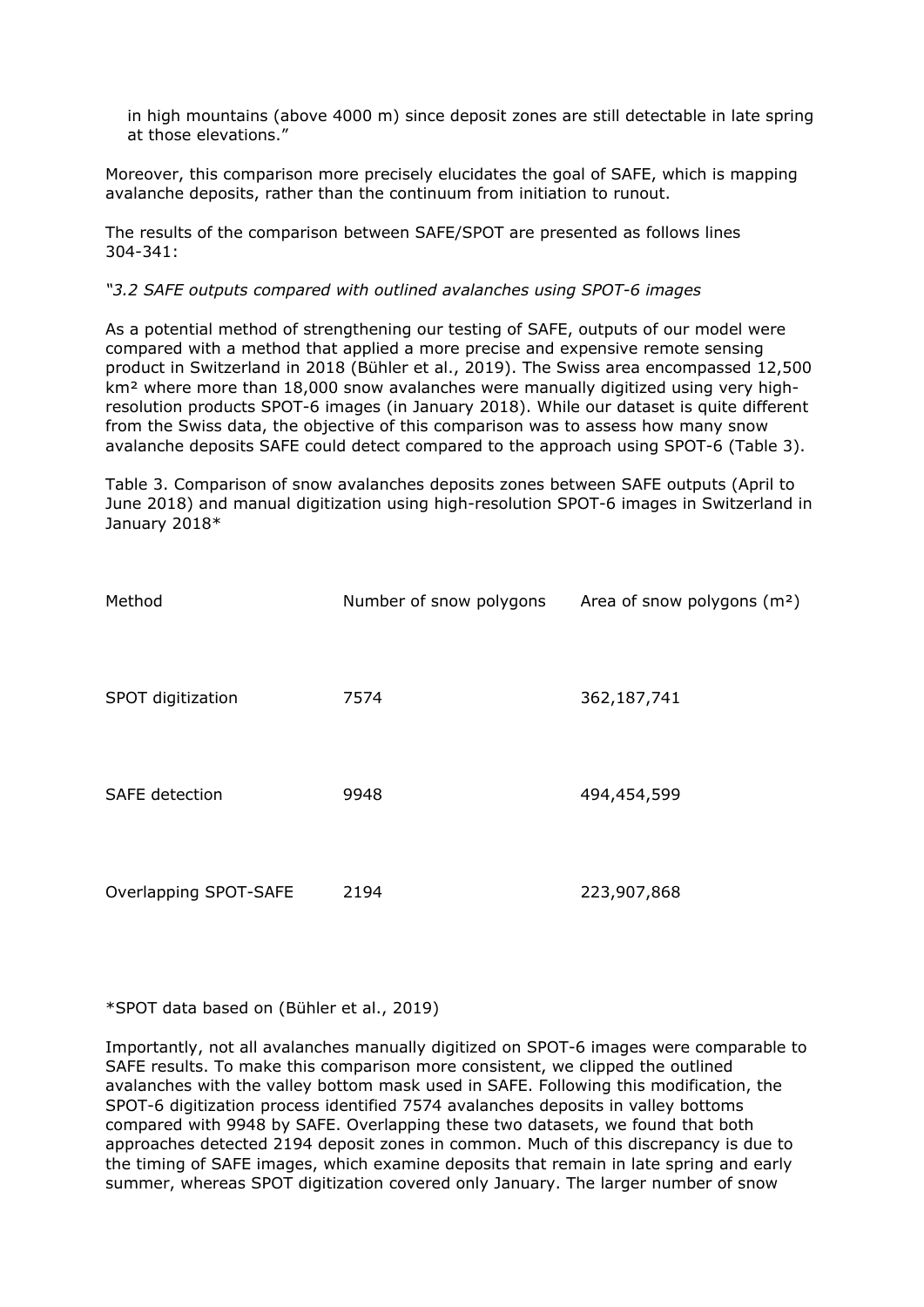in high mountains (above 4000 m) since deposit zones are still detectable in late spring at those elevations."

Moreover, this comparison more precisely elucidates the goal of SAFE, which is mapping avalanche deposits, rather than the continuum from initiation to runout.

The results of the comparison between SAFE/SPOT are presented as follows lines 304-341:

*"3.2 SAFE outputs compared with outlined avalanches using SPOT-6 images*

As a potential method of strengthening our testing of SAFE, outputs of our model were compared with a method that applied a more precise and expensive remote sensing product in Switzerland in 2018 (Bühler et al., 2019). The Swiss area encompassed 12,500 km² where more than 18,000 snow avalanches were manually digitized using very high-resolution products SPOT-6 images (in January 2018). While our dataset is quite different from the Swiss data, the objective of this comparison was to assess how many snow avalanche deposits SAFE could detect compared to the approach using SPOT-6 (Table 3).

Table 3. Comparison of snow avalanches deposits zones between SAFE outputs (April to June 2018) and manual digitization using high-resolution SPOT-6 images in Switzerland in January 2018*

| Method | Number of snow polygons | Area of snow polygons (m²) |
|---|---|---|
| SPOT digitization | 7574 | 362,187,741 |
| SAFE detection | 9948 | 494,454,599 |
| Overlapping SPOT-SAFE | 2194 | 223,907,868 |

*SPOT data based on (Bühler et al., 2019)

Importantly, not all avalanches manually digitized on SPOT-6 images were comparable to SAFE results. To make this comparison more consistent, we clipped the outlined avalanches with the valley bottom mask used in SAFE. Following this modification, the SPOT-6 digitization process identified 7574 avalanches deposits in valley bottoms compared with 9948 by SAFE. Overlapping these two datasets, we found that both approaches detected 2194 deposit zones in common. Much of this discrepancy is due to the timing of SAFE images, which examine deposits that remain in late spring and early summer, whereas SPOT digitization covered only January. The larger number of snow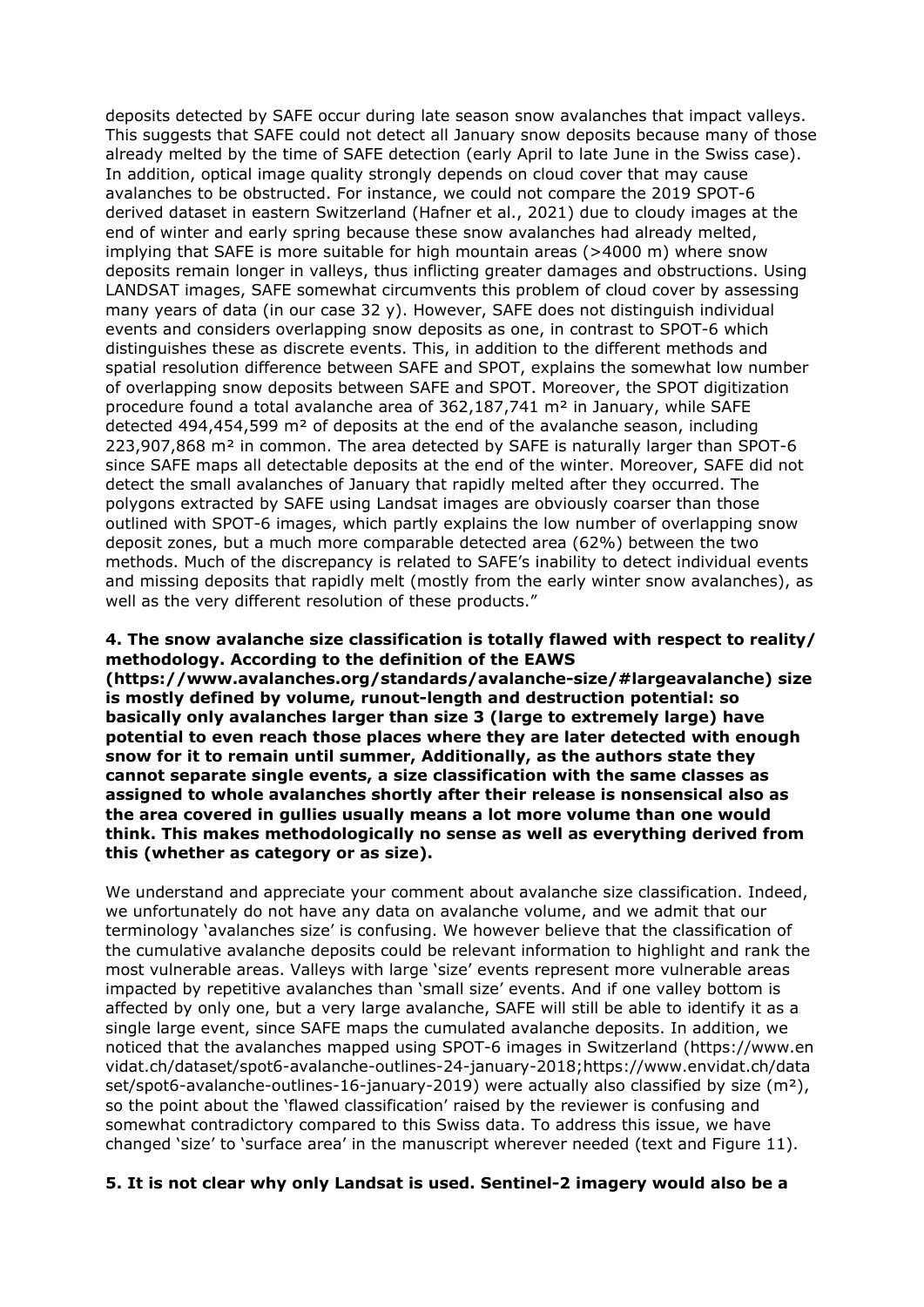deposits detected by SAFE occur during late season snow avalanches that impact valleys. This suggests that SAFE could not detect all January snow deposits because many of those already melted by the time of SAFE detection (early April to late June in the Swiss case). In addition, optical image quality strongly depends on cloud cover that may cause avalanches to be obstructed. For instance, we could not compare the 2019 SPOT-6 derived dataset in eastern Switzerland (Hafner et al., 2021) due to cloudy images at the end of winter and early spring because these snow avalanches had already melted, implying that SAFE is more suitable for high mountain areas (>4000 m) where snow deposits remain longer in valleys, thus inflicting greater damages and obstructions. Using LANDSAT images, SAFE somewhat circumvents this problem of cloud cover by assessing many years of data (in our case 32 y). However, SAFE does not distinguish individual events and considers overlapping snow deposits as one, in contrast to SPOT-6 which distinguishes these as discrete events. This, in addition to the different methods and spatial resolution difference between SAFE and SPOT, explains the somewhat low number of overlapping snow deposits between SAFE and SPOT. Moreover, the SPOT digitization procedure found a total avalanche area of 362,187,741 m² in January, while SAFE detected 494,454,599 m² of deposits at the end of the avalanche season, including 223,907,868 m² in common. The area detected by SAFE is naturally larger than SPOT-6 since SAFE maps all detectable deposits at the end of the winter. Moreover, SAFE did not detect the small avalanches of January that rapidly melted after they occurred. The polygons extracted by SAFE using Landsat images are obviously coarser than those outlined with SPOT-6 images, which partly explains the low number of overlapping snow deposit zones, but a much more comparable detected area (62%) between the two methods. Much of the discrepancy is related to SAFE's inability to detect individual events and missing deposits that rapidly melt (mostly from the early winter snow avalanches), as well as the very different resolution of these products."

**4. The snow avalanche size classification is totally flawed with respect to reality/ methodology. According to the definition of the EAWS (https://www.avalanches.org/standards/avalanche-size/#largeavalanche) size is mostly defined by volume, runout-length and destruction potential: so basically only avalanches larger than size 3 (large to extremely large) have potential to even reach those places where they are later detected with enough snow for it to remain until summer, Additionally, as the authors state they cannot separate single events, a size classification with the same classes as assigned to whole avalanches shortly after their release is nonsensical also as the area covered in gullies usually means a lot more volume than one would think. This makes methodologically no sense as well as everything derived from this (whether as category or as size).**

We understand and appreciate your comment about avalanche size classification. Indeed, we unfortunately do not have any data on avalanche volume, and we admit that our terminology 'avalanches size' is confusing. We however believe that the classification of the cumulative avalanche deposits could be relevant information to highlight and rank the most vulnerable areas. Valleys with large 'size' events represent more vulnerable areas impacted by repetitive avalanches than 'small size' events. And if one valley bottom is affected by only one, but a very large avalanche, SAFE will still be able to identify it as a single large event, since SAFE maps the cumulated avalanche deposits. In addition, we noticed that the avalanches mapped using SPOT-6 images in Switzerland (https://www.envidat.ch/dataset/spot6-avalanche-outlines-24-january-2018;https://www.envidat.ch/dataset/spot6-avalanche-outlines-16-january-2019) were actually also classified by size (m²), so the point about the 'flawed classification' raised by the reviewer is confusing and somewhat contradictory compared to this Swiss data. To address this issue, we have changed 'size' to 'surface area' in the manuscript wherever needed (text and Figure 11).

**5. It is not clear why only Landsat is used. Sentinel-2 imagery would also be a**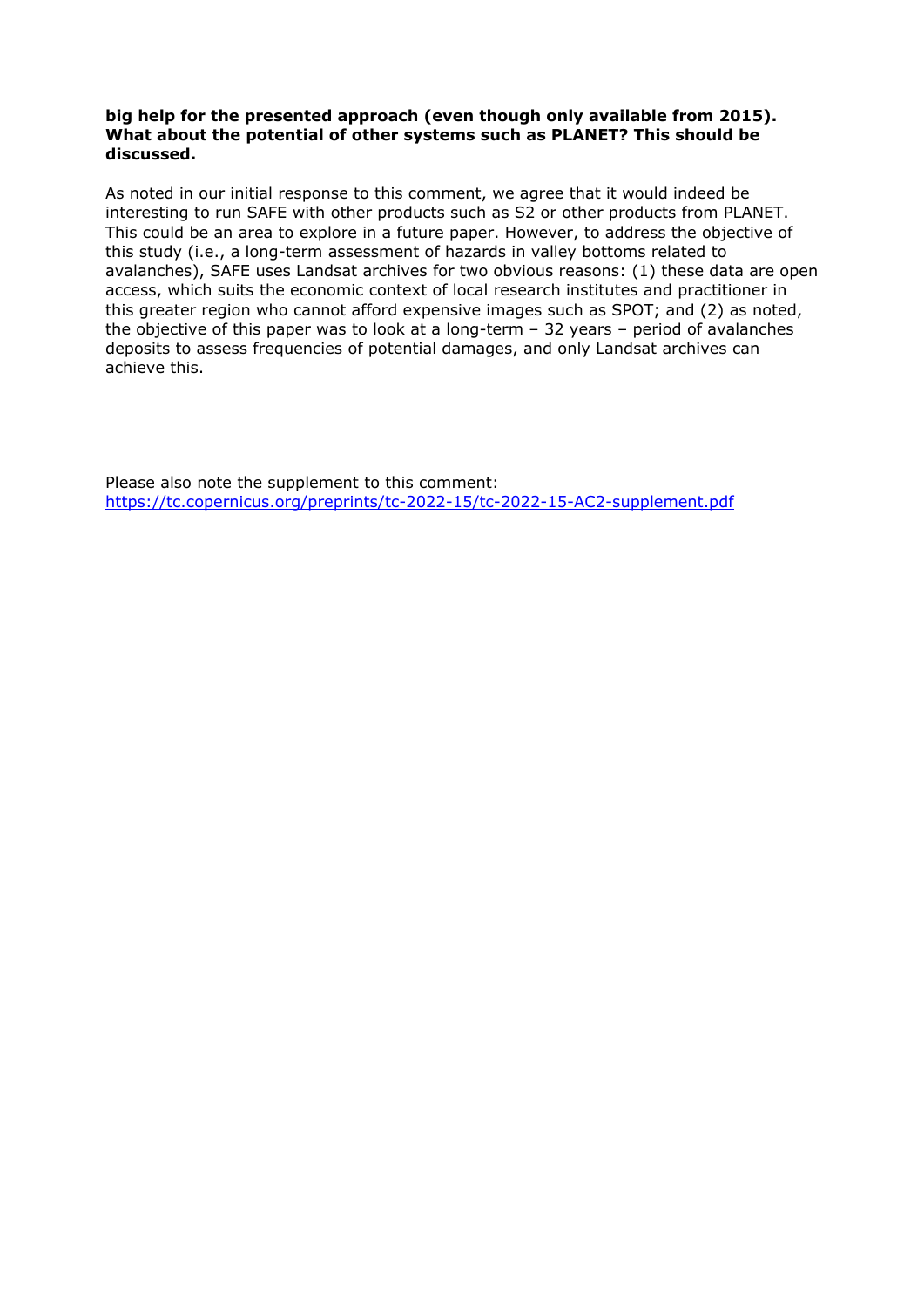**big help for the presented approach (even though only available from 2015). What about the potential of other systems such as PLANET? This should be discussed.**

As noted in our initial response to this comment, we agree that it would indeed be interesting to run SAFE with other products such as S2 or other products from PLANET. This could be an area to explore in a future paper. However, to address the objective of this study (i.e., a long-term assessment of hazards in valley bottoms related to avalanches), SAFE uses Landsat archives for two obvious reasons: (1) these data are open access, which suits the economic context of local research institutes and practitioner in this greater region who cannot afford expensive images such as SPOT; and (2) as noted, the objective of this paper was to look at a long-term – 32 years – period of avalanches deposits to assess frequencies of potential damages, and only Landsat archives can achieve this.

Please also note the supplement to this comment:
[https://tc.copernicus.org/preprints/tc-2022-15/tc-2022-15-AC2-supplement.pdf](https://tc.copernicus.org/preprints/tc-2022-15/tc-2022-15-AC2-supplement.pdf)